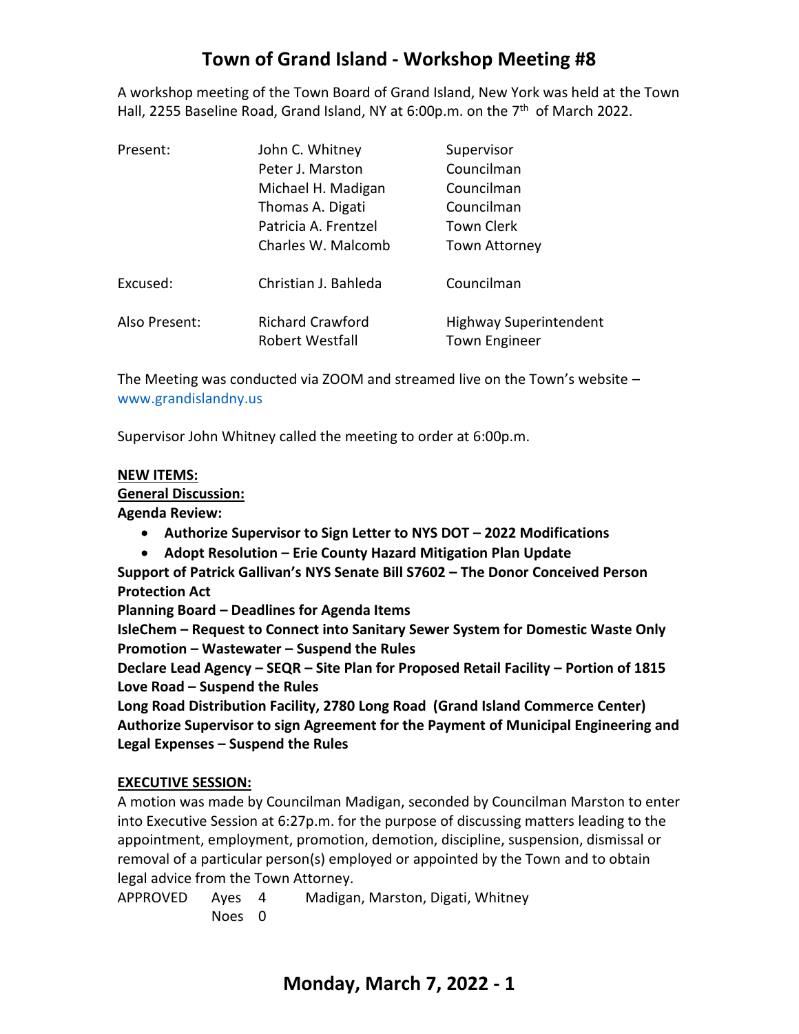# Town of Grand Island - Workshop Meeting #8

A workshop meeting of the Town Board of Grand Island, New York was held at the Town Hall, 2255 Baseline Road, Grand Island, NY at 6:00p.m. on the 7th of March 2022.

| | | |
|---|---|---|
| Present: | John C. Whitney | Supervisor |
| | Peter J. Marston | Councilman |
| | Michael H. Madigan | Councilman |
| | Thomas A. Digati | Councilman |
| | Patricia A. Frentzel | Town Clerk |
| | Charles W. Malcomb | Town Attorney |
| Excused: | Christian J. Bahleda | Councilman |
| Also Present: | Richard Crawford | Highway Superintendent |
| | Robert Westfall | Town Engineer |

The Meeting was conducted via ZOOM and streamed live on the Town's website – www.grandislandny.us

Supervisor John Whitney called the meeting to order at 6:00p.m.

**NEW ITEMS:**

**General Discussion:**

**Agenda Review:**

- **Authorize Supervisor to Sign Letter to NYS DOT – 2022 Modifications**
- **Adopt Resolution – Erie County Hazard Mitigation Plan Update**

**Support of Patrick Gallivan's NYS Senate Bill S7602 – The Donor Conceived Person Protection Act**

**Planning Board – Deadlines for Agenda Items**

**IsleChem – Request to Connect into Sanitary Sewer System for Domestic Waste Only**

**Promotion – Wastewater – Suspend the Rules**

**Declare Lead Agency – SEQR – Site Plan for Proposed Retail Facility – Portion of 1815 Love Road – Suspend the Rules**

**Long Road Distribution Facility, 2780 Long Road (Grand Island Commerce Center) Authorize Supervisor to sign Agreement for the Payment of Municipal Engineering and Legal Expenses – Suspend the Rules**

**EXECUTIVE SESSION:**

A motion was made by Councilman Madigan, seconded by Councilman Marston to enter into Executive Session at 6:27p.m. for the purpose of discussing matters leading to the appointment, employment, promotion, demotion, discipline, suspension, dismissal or removal of a particular person(s) employed or appointed by the Town and to obtain legal advice from the Town Attorney.

APPROVED Ayes 4 Madigan, Marston, Digati, Whitney
Noes 0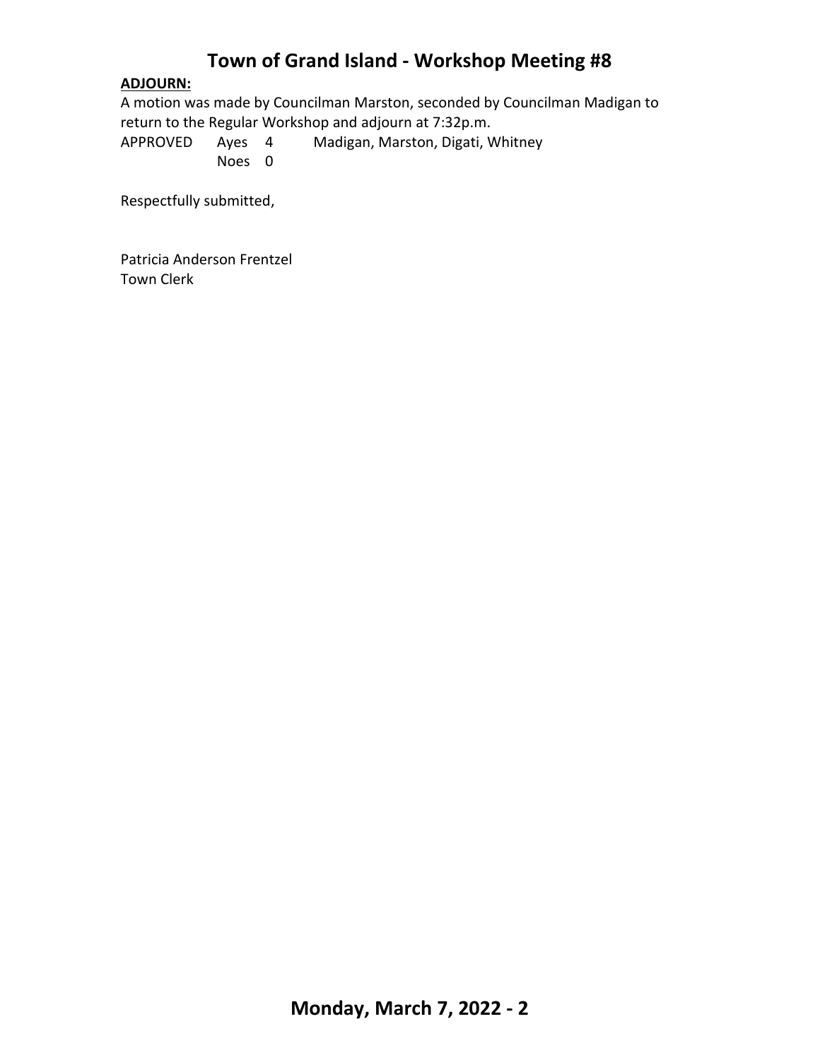**ADJOURN:**

A motion was made by Councilman Marston, seconded by Councilman Madigan to return to the Regular Workshop and adjourn at 7:32p.m.

| | | | |
|---|---|---|---|
| APPROVED | Ayes | 4 | Madigan, Marston, Digati, Whitney |
| | Noes | 0 | |

Respectfully submitted,

Patricia Anderson Frentzel
Town Clerk